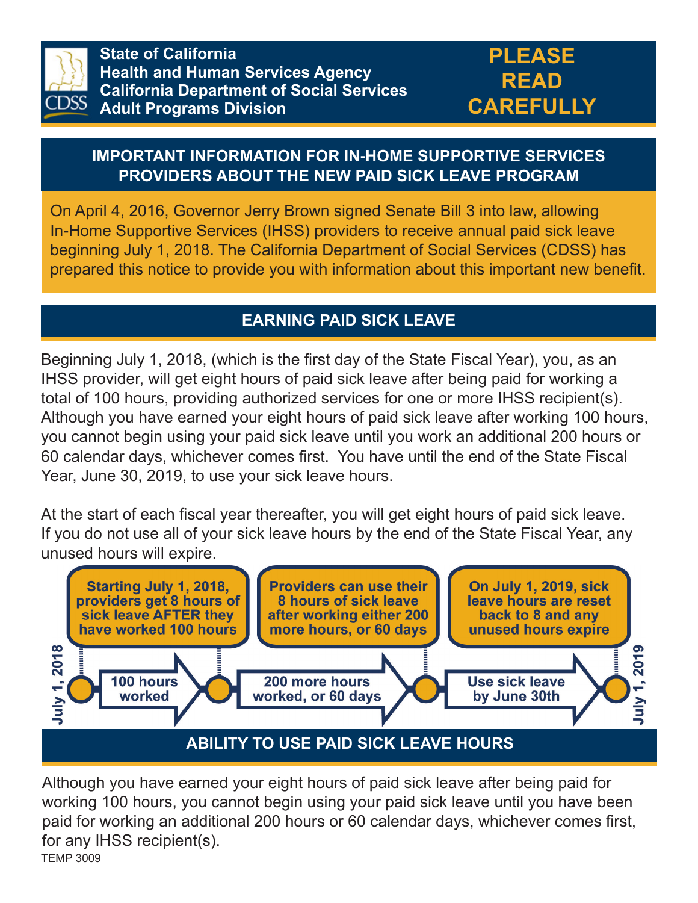State of California
Health and Human Services Agency
California Department of Social Services
Adult Programs Division

**PLEASE READ CAREFULLY**

## IMPORTANT INFORMATION FOR IN-HOME SUPPORTIVE SERVICES PROVIDERS ABOUT THE NEW PAID SICK LEAVE PROGRAM

On April 4, 2016, Governor Jerry Brown signed Senate Bill 3 into law, allowing In-Home Supportive Services (IHSS) providers to receive annual paid sick leave beginning July 1, 2018. The California Department of Social Services (CDSS) has prepared this notice to provide you with information about this important new benefit.

## EARNING PAID SICK LEAVE

Beginning July 1, 2018, (which is the first day of the State Fiscal Year), you, as an IHSS provider, will get eight hours of paid sick leave after being paid for working a total of 100 hours, providing authorized services for one or more IHSS recipient(s). Although you have earned your eight hours of paid sick leave after working 100 hours, you cannot begin using your paid sick leave until you work an additional 200 hours or 60 calendar days, whichever comes first. You have until the end of the State Fiscal Year, June 30, 2019, to use your sick leave hours.

At the start of each fiscal year thereafter, you will get eight hours of paid sick leave. If you do not use all of your sick leave hours by the end of the State Fiscal Year, any unused hours will expire.

July 1, 2018

- **Starting July 1, 2018, providers get 8 hours of sick leave AFTER they have worked 100 hours** — 100 hours worked
- **Providers can use their 8 hours of sick leave after working either 200 more hours, or 60 days** — 200 more hours worked, or 60 days
- **On July 1, 2019, sick leave hours are reset back to 8 and any unused hours expire** — Use sick leave by June 30th

July 1, 2019

## ABILITY TO USE PAID SICK LEAVE HOURS

Although you have earned your eight hours of paid sick leave after being paid for working 100 hours, you cannot begin using your paid sick leave until you have been paid for working an additional 200 hours or 60 calendar days, whichever comes first, for any IHSS recipient(s).

TEMP 3009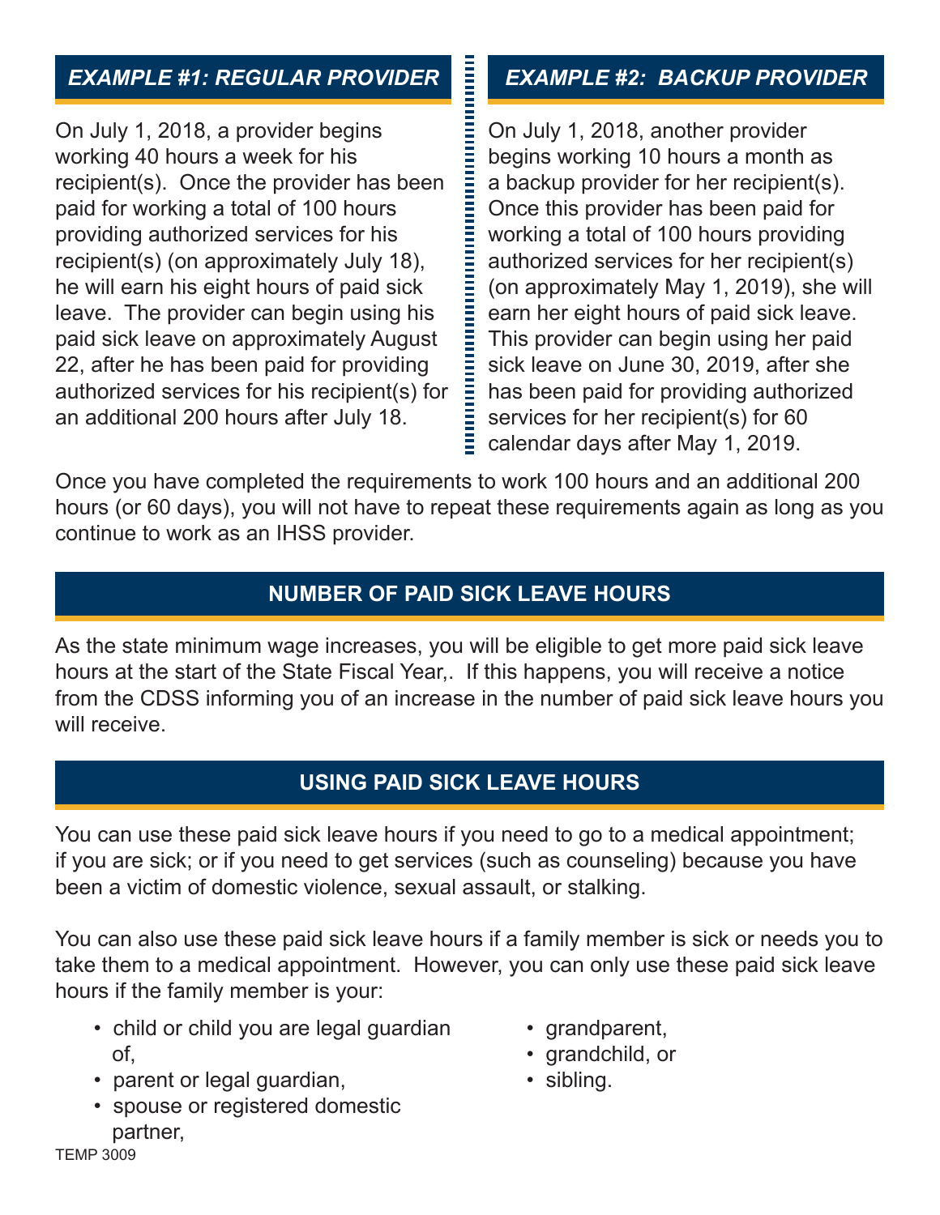### *EXAMPLE #1: REGULAR PROVIDER*

On July 1, 2018, a provider begins working 40 hours a week for his recipient(s). Once the provider has been paid for working a total of 100 hours providing authorized services for his recipient(s) (on approximately July 18), he will earn his eight hours of paid sick leave. The provider can begin using his paid sick leave on approximately August 22, after he has been paid for providing authorized services for his recipient(s) for an additional 200 hours after July 18.

### *EXAMPLE #2: BACKUP PROVIDER*

On July 1, 2018, another provider begins working 10 hours a month as a backup provider for her recipient(s). Once this provider has been paid for working a total of 100 hours providing authorized services for her recipient(s) (on approximately May 1, 2019), she will earn her eight hours of paid sick leave. This provider can begin using her paid sick leave on June 30, 2019, after she has been paid for providing authorized services for her recipient(s) for 60 calendar days after May 1, 2019.

Once you have completed the requirements to work 100 hours and an additional 200 hours (or 60 days), you will not have to repeat these requirements again as long as you continue to work as an IHSS provider.

## NUMBER OF PAID SICK LEAVE HOURS

As the state minimum wage increases, you will be eligible to get more paid sick leave hours at the start of the State Fiscal Year,. If this happens, you will receive a notice from the CDSS informing you of an increase in the number of paid sick leave hours you will receive.

## USING PAID SICK LEAVE HOURS

You can use these paid sick leave hours if you need to go to a medical appointment; if you are sick; or if you need to get services (such as counseling) because you have been a victim of domestic violence, sexual assault, or stalking.

You can also use these paid sick leave hours if a family member is sick or needs you to take them to a medical appointment. However, you can only use these paid sick leave hours if the family member is your:

- child or child you are legal guardian of,
- parent or legal guardian,
- spouse or registered domestic partner,
- grandparent,
- grandchild, or
- sibling.

TEMP 3009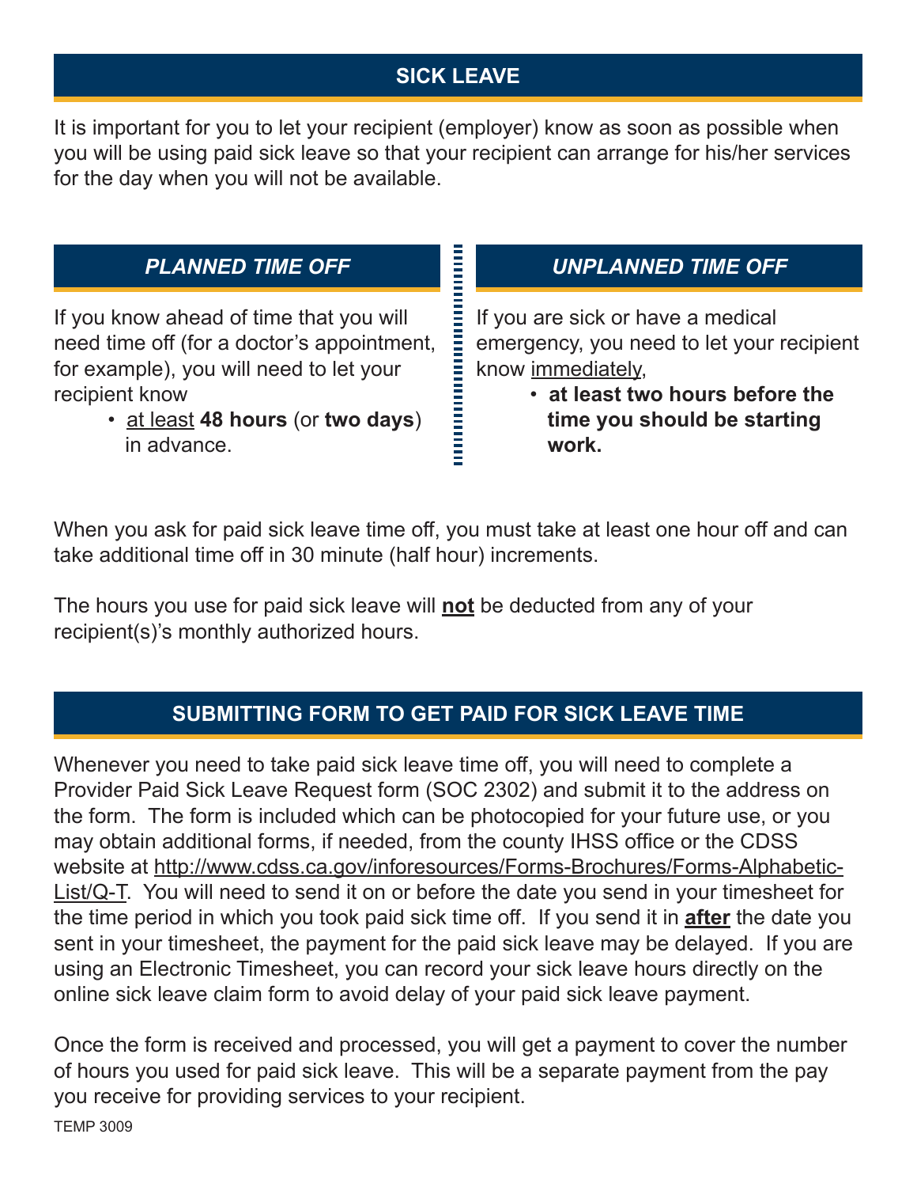## SICK LEAVE

It is important for you to let your recipient (employer) know as soon as possible when you will be using paid sick leave so that your recipient can arrange for his/her services for the day when you will not be available.

### *PLANNED TIME OFF*

If you know ahead of time that you will need time off (for a doctor's appointment, for example), you will need to let your recipient know

- at least **48 hours** (or **two days**) in advance.

### *UNPLANNED TIME OFF*

If you are sick or have a medical emergency, you need to let your recipient know immediately,

- **at least two hours before the time you should be starting work.**

When you ask for paid sick leave time off, you must take at least one hour off and can take additional time off in 30 minute (half hour) increments.

The hours you use for paid sick leave will **not** be deducted from any of your recipient(s)'s monthly authorized hours.

## SUBMITTING FORM TO GET PAID FOR SICK LEAVE TIME

Whenever you need to take paid sick leave time off, you will need to complete a Provider Paid Sick Leave Request form (SOC 2302) and submit it to the address on the form. The form is included which can be photocopied for your future use, or you may obtain additional forms, if needed, from the county IHSS office or the CDSS website at http://www.cdss.ca.gov/inforesources/Forms-Brochures/Forms-Alphabetic-List/Q-T. You will need to send it on or before the date you send in your timesheet for the time period in which you took paid sick time off. If you send it in **after** the date you sent in your timesheet, the payment for the paid sick leave may be delayed. If you are using an Electronic Timesheet, you can record your sick leave hours directly on the online sick leave claim form to avoid delay of your paid sick leave payment.

Once the form is received and processed, you will get a payment to cover the number of hours you used for paid sick leave. This will be a separate payment from the pay you receive for providing services to your recipient.

TEMP 3009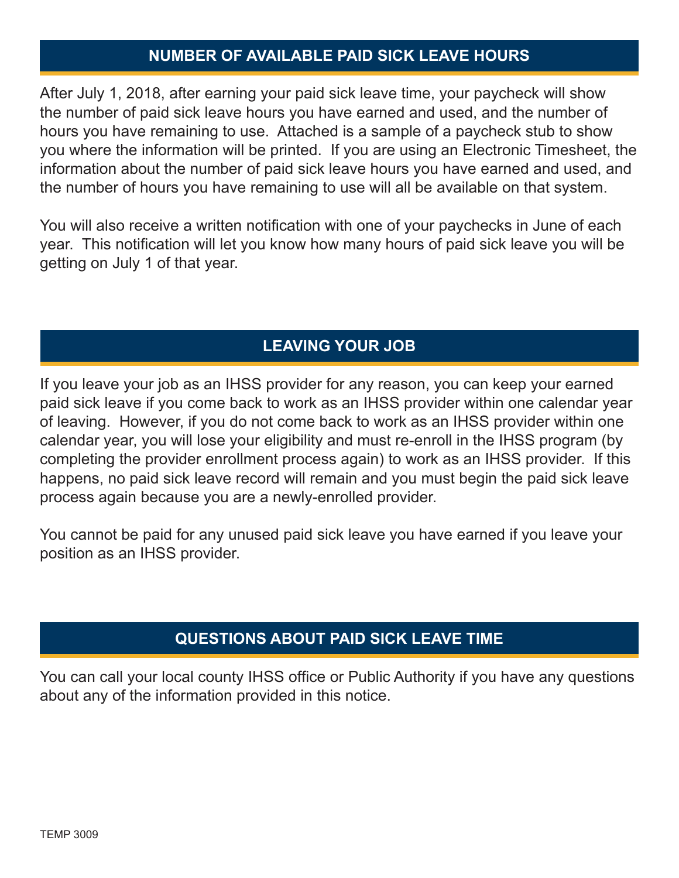## NUMBER OF AVAILABLE PAID SICK LEAVE HOURS

After July 1, 2018, after earning your paid sick leave time, your paycheck will show the number of paid sick leave hours you have earned and used, and the number of hours you have remaining to use. Attached is a sample of a paycheck stub to show you where the information will be printed. If you are using an Electronic Timesheet, the information about the number of paid sick leave hours you have earned and used, and the number of hours you have remaining to use will all be available on that system.

You will also receive a written notification with one of your paychecks in June of each year. This notification will let you know how many hours of paid sick leave you will be getting on July 1 of that year.

## LEAVING YOUR JOB

If you leave your job as an IHSS provider for any reason, you can keep your earned paid sick leave if you come back to work as an IHSS provider within one calendar year of leaving. However, if you do not come back to work as an IHSS provider within one calendar year, you will lose your eligibility and must re-enroll in the IHSS program (by completing the provider enrollment process again) to work as an IHSS provider. If this happens, no paid sick leave record will remain and you must begin the paid sick leave process again because you are a newly-enrolled provider.

You cannot be paid for any unused paid sick leave you have earned if you leave your position as an IHSS provider.

## QUESTIONS ABOUT PAID SICK LEAVE TIME

You can call your local county IHSS office or Public Authority if you have any questions about any of the information provided in this notice.

TEMP 3009